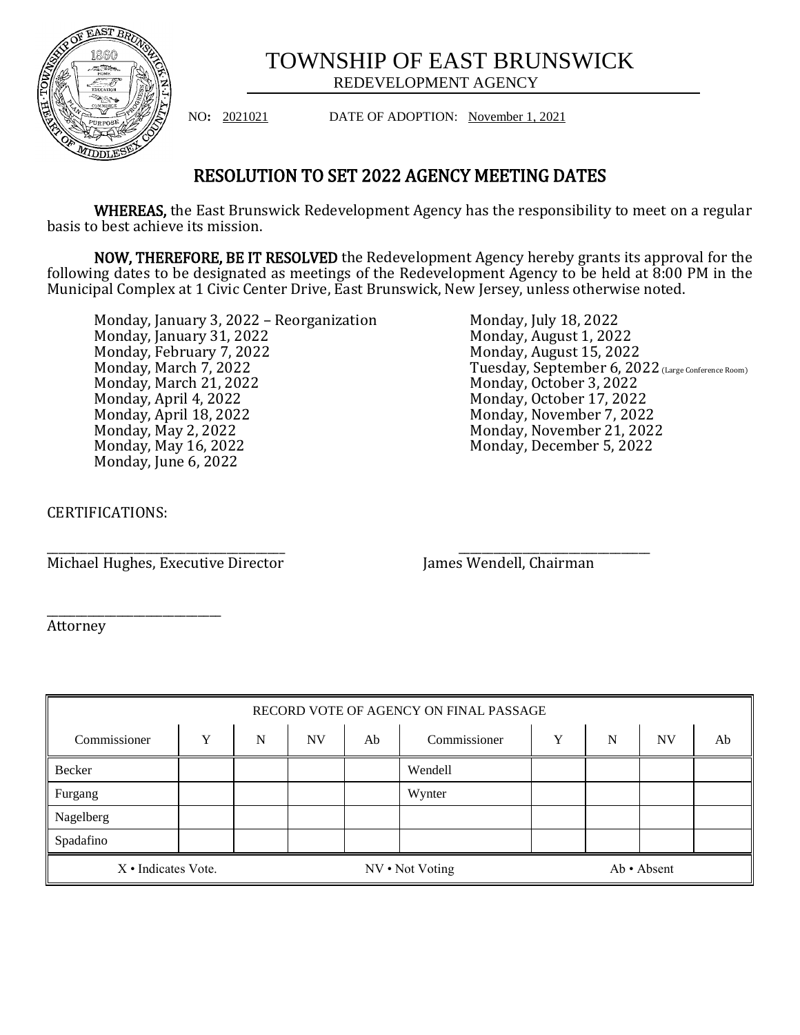# TOWNSHIP OF EAST BRUNSWICK

REDEVELOPMENT AGENCY

NO: 2021021 DATE OF ADOPTION: November 1, 2021

## RESOLUTION TO SET 2022 AGENCY MEETING DATES

**WHEREAS,** the East Brunswick Redevelopment Agency has the responsibility to meet on a regular basis to best achieve its mission.

**NOW, THEREFORE, BE IT RESOLVED** the Redevelopment Agency hereby grants its approval for the following dates to be designated as meetings of the Redevelopment Agency to be held at 8:00 PM in the Municipal Complex at 1 Civic Center Drive, East Brunswick, New Jersey, unless otherwise noted.

Monday, January 3, 2022 – Reorganization
Monday, January 31, 2022
Monday, February 7, 2022
Monday, March 7, 2022
Monday, March 21, 2022
Monday, April 4, 2022
Monday, April 18, 2022
Monday, May 2, 2022
Monday, May 16, 2022
Monday, June 6, 2022
Monday, July 18, 2022
Monday, August 1, 2022
Monday, August 15, 2022
Tuesday, September 6, 2022 (Large Conference Room)
Monday, October 3, 2022
Monday, October 17, 2022
Monday, November 7, 2022
Monday, November 21, 2022
Monday, December 5, 2022

CERTIFICATIONS:

\_\_\_\_\_\_\_\_\_\_\_\_\_\_\_\_\_\_\_\_\_\_\_\_\_\_\_\_\_\_\_\_
Michael Hughes, Executive Director

\_\_\_\_\_\_\_\_\_\_\_\_\_\_\_\_\_\_\_\_\_\_\_\_\_\_\_\_\_\_\_\_
James Wendell, Chairman

\_\_\_\_\_\_\_\_\_\_\_\_\_\_\_\_\_\_\_\_\_\_\_\_\_\_
Attorney

| RECORD VOTE OF AGENCY ON FINAL PASSAGE | | | | | | | | | |
|---|---|---|---|---|---|---|---|---|---|
| Commissioner | Y | N | NV | Ab | Commissioner | Y | N | NV | Ab |
| Becker | | | | | Wendell | | | | |
| Furgang | | | | | Wynter | | | | |
| Nagelberg | | | | | | | | | |
| Spadafino | | | | | | | | | |
| X • Indicates Vote. | | | | | NV • Not Voting | | | Ab • Absent | |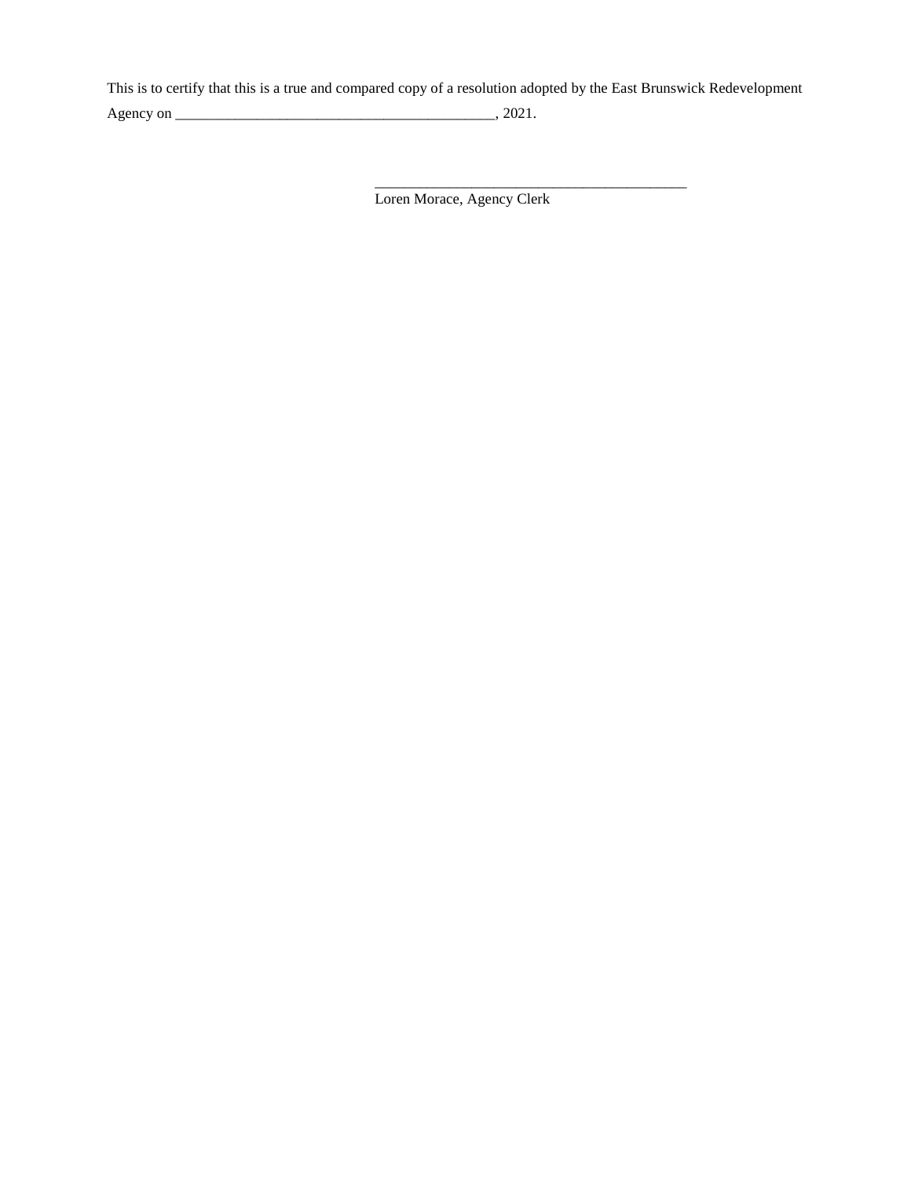This is to certify that this is a true and compared copy of a resolution adopted by the East Brunswick Redevelopment Agency on ___________________________________________, 2021.

___________________________________________
Loren Morace, Agency Clerk